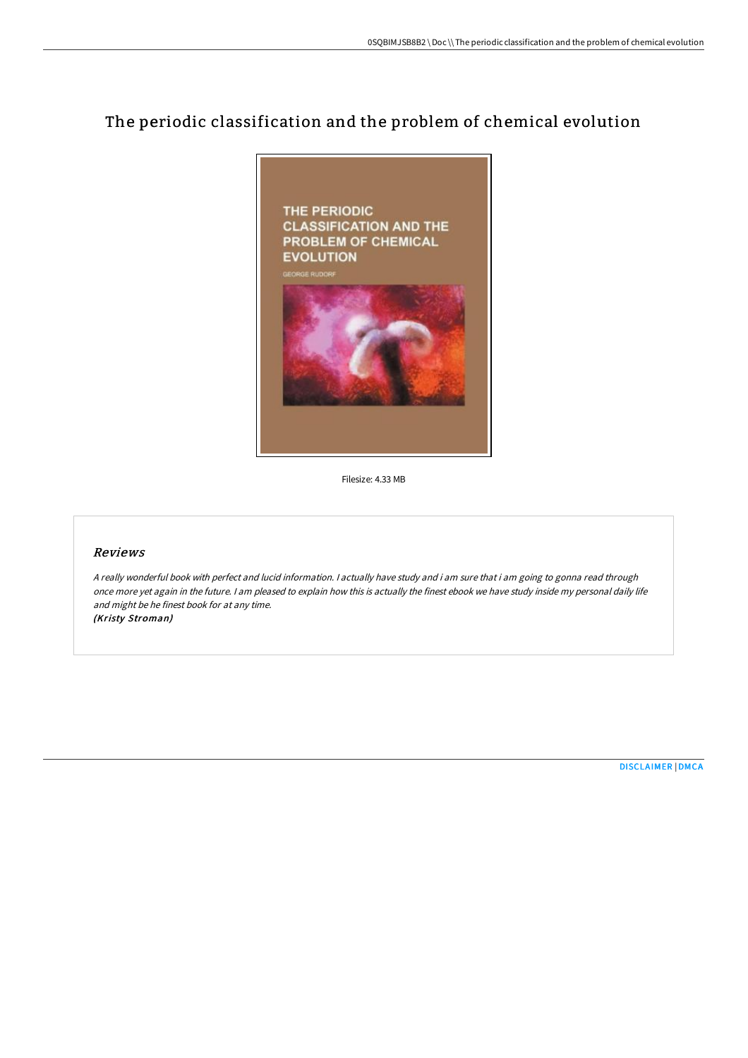# The periodic classification and the problem of chemical evolution

Filesize: 4.33 MB

## Reviews

*A really wonderful book with perfect and lucid information. I actually have study and i am sure that i am going to gonna read through once more yet again in the future. I am pleased to explain how this is actually the finest ebook we have study inside my personal daily life and might be he finest book for at any time.*
***(Kristy Stroman)***

DISCLAIMER | DMCA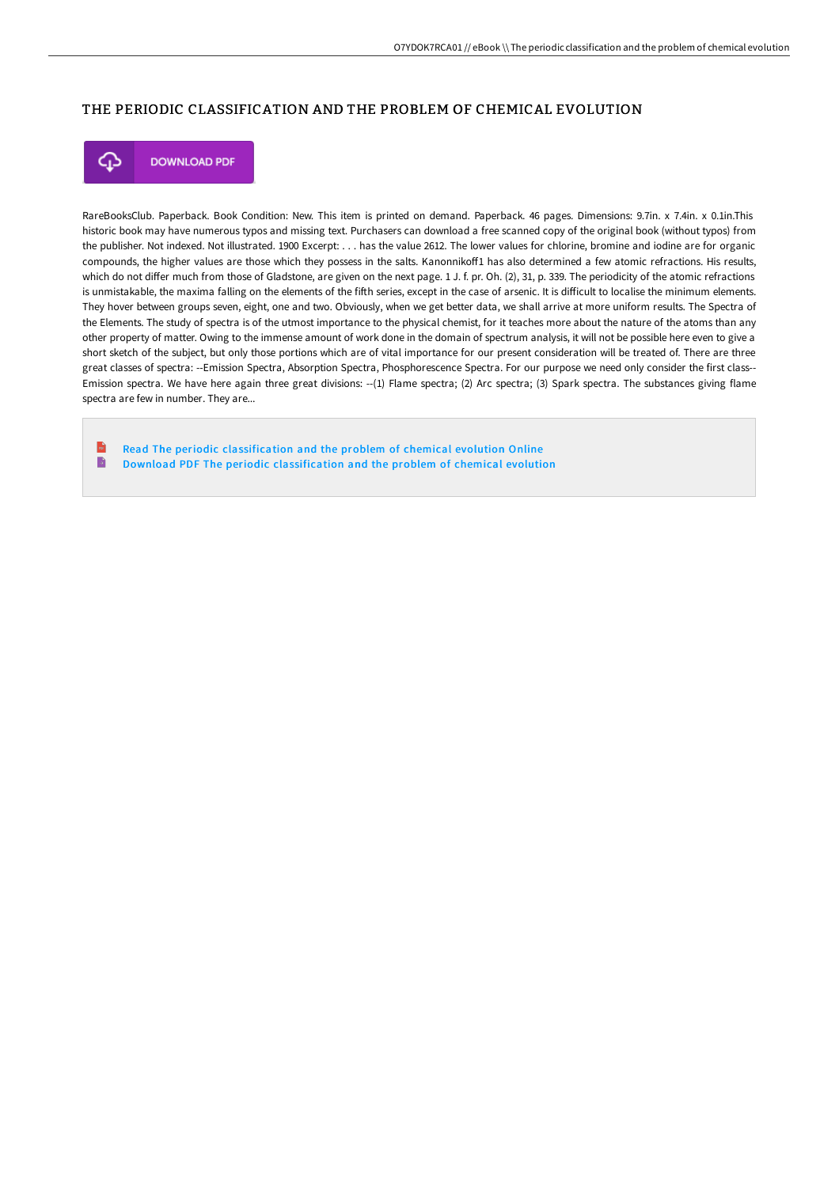# THE PERIODIC CLASSIFICATION AND THE PROBLEM OF CHEMICAL EVOLUTION

DOWNLOAD PDF

RareBooksClub. Paperback. Book Condition: New. This item is printed on demand. Paperback. 46 pages. Dimensions: 9.7in. x 7.4in. x 0.1in.This historic book may have numerous typos and missing text. Purchasers can download a free scanned copy of the original book (without typos) from the publisher. Not indexed. Not illustrated. 1900 Excerpt: . . . has the value 2612. The lower values for chlorine, bromine and iodine are for organic compounds, the higher values are those which they possess in the salts. Kanonnikoff1 has also determined a few atomic refractions. His results, which do not differ much from those of Gladstone, are given on the next page. 1 J. f. pr. Oh. (2), 31, p. 339. The periodicity of the atomic refractions is unmistakable, the maxima falling on the elements of the fifth series, except in the case of arsenic. It is difficult to localise the minimum elements. They hover between groups seven, eight, one and two. Obviously, when we get better data, we shall arrive at more uniform results. The Spectra of the Elements. The study of spectra is of the utmost importance to the physical chemist, for it teaches more about the nature of the atoms than any other property of matter. Owing to the immense amount of work done in the domain of spectrum analysis, it will not be possible here even to give a short sketch of the subject, but only those portions which are of vital importance for our present consideration will be treated of. There are three great classes of spectra: --Emission Spectra, Absorption Spectra, Phosphorescence Spectra. For our purpose we need only consider the first class--Emission spectra. We have here again three great divisions: --(1) Flame spectra; (2) Arc spectra; (3) Spark spectra. The substances giving flame spectra are few in number. They are...

Read The periodic classification and the problem of chemical evolution Online

Download PDF The periodic classification and the problem of chemical evolution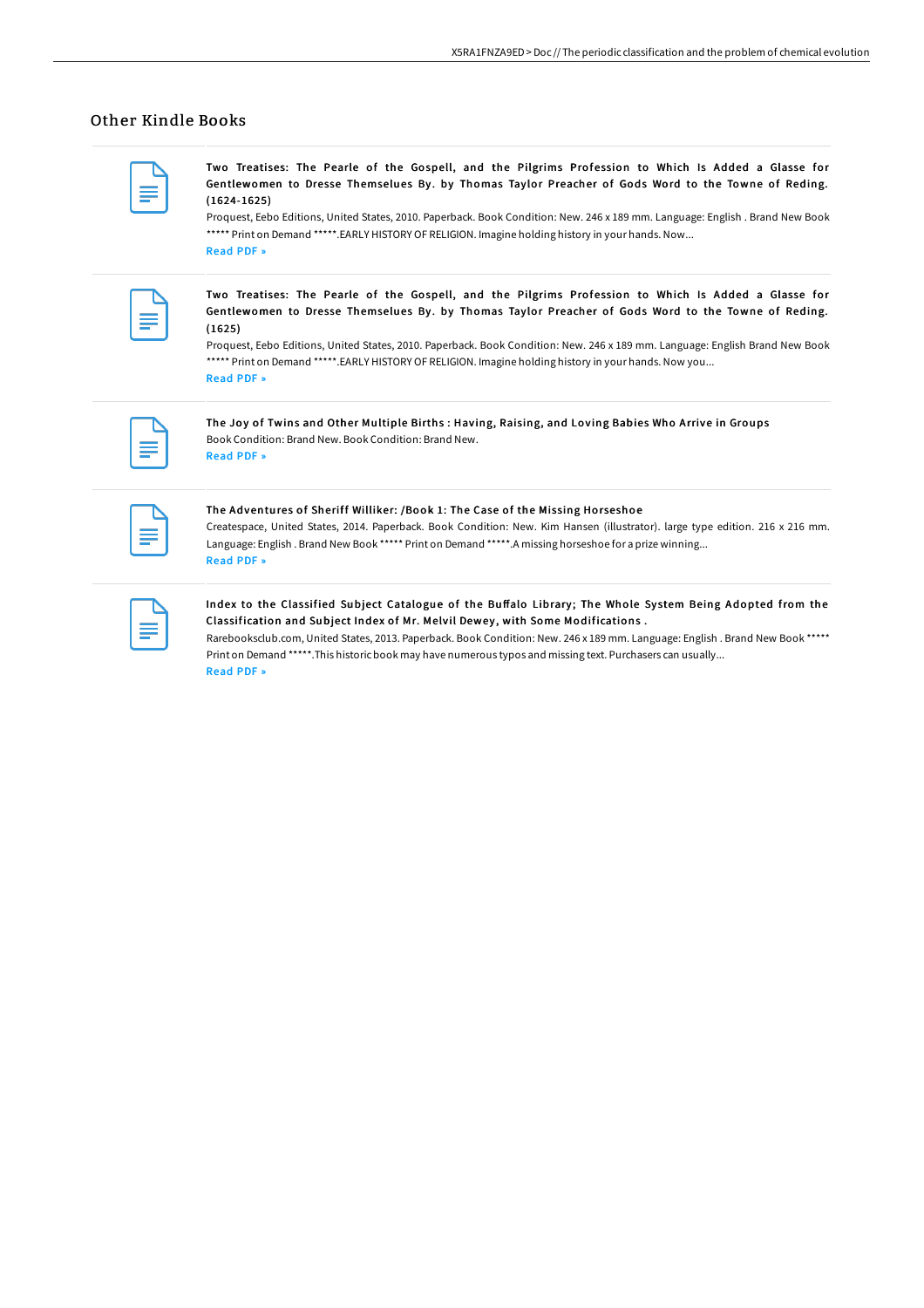## Other Kindle Books

**Two Treatises: The Pearle of the Gospell, and the Pilgrims Profession to Which Is Added a Glasse for Gentlewomen to Dresse Themselues By. by Thomas Taylor Preacher of Gods Word to the Towne of Reding. (1624-1625)**

Proquest, Eebo Editions, United States, 2010. Paperback. Book Condition: New. 246 x 189 mm. Language: English . Brand New Book ***** Print on Demand *****.EARLY HISTORY OF RELIGION. Imagine holding history in your hands. Now...

Read PDF »

**Two Treatises: The Pearle of the Gospell, and the Pilgrims Profession to Which Is Added a Glasse for Gentlewomen to Dresse Themselues By. by Thomas Taylor Preacher of Gods Word to the Towne of Reding. (1625)**

Proquest, Eebo Editions, United States, 2010. Paperback. Book Condition: New. 246 x 189 mm. Language: English Brand New Book ***** Print on Demand *****.EARLY HISTORY OF RELIGION. Imagine holding history in your hands. Now you...

Read PDF »

**The Joy of Twins and Other Multiple Births : Having, Raising, and Loving Babies Who Arrive in Groups**

Book Condition: Brand New. Book Condition: Brand New.

Read PDF »

**The Adventures of Sheriff Williker: /Book 1: The Case of the Missing Horseshoe**

Createspace, United States, 2014. Paperback. Book Condition: New. Kim Hansen (illustrator). large type edition. 216 x 216 mm. Language: English . Brand New Book ***** Print on Demand *****.A missing horseshoe for a prize winning...

Read PDF »

**Index to the Classified Subject Catalogue of the Buffalo Library; The Whole System Being Adopted from the Classification and Subject Index of Mr. Melvil Dewey, with Some Modifications .**

Rarebooksclub.com, United States, 2013. Paperback. Book Condition: New. 246 x 189 mm. Language: English . Brand New Book ***** Print on Demand *****.This historic book may have numerous typos and missing text. Purchasers can usually...

Read PDF »